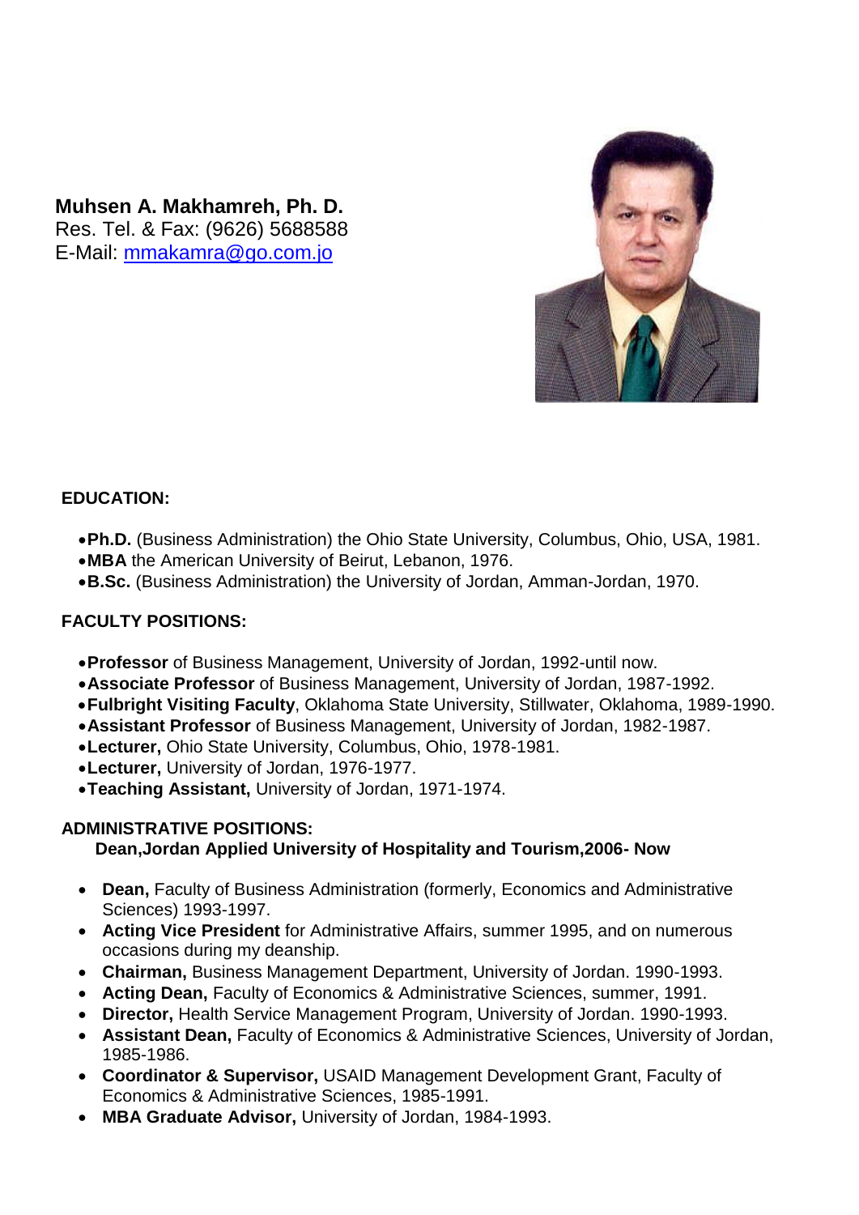**Muhsen A. Makhamreh, Ph. D.**
Res. Tel. & Fax: (9626) 5688588
E-Mail: mmakamra@go.com.jo

## EDUCATION:

- **Ph.D.** (Business Administration) the Ohio State University, Columbus, Ohio, USA, 1981.
- **MBA** the American University of Beirut, Lebanon, 1976.
- **B.Sc.** (Business Administration) the University of Jordan, Amman-Jordan, 1970.

## FACULTY POSITIONS:

- **Professor** of Business Management, University of Jordan, 1992-until now.
- **Associate Professor** of Business Management, University of Jordan, 1987-1992.
- **Fulbright Visiting Faculty**, Oklahoma State University, Stillwater, Oklahoma, 1989-1990.
- **Assistant Professor** of Business Management, University of Jordan, 1982-1987.
- **Lecturer,** Ohio State University, Columbus, Ohio, 1978-1981.
- **Lecturer,** University of Jordan, 1976-1977.
- **Teaching Assistant,** University of Jordan, 1971-1974.

## ADMINISTRATIVE POSITIONS:

**Dean,Jordan Applied University of Hospitality and Tourism,2006- Now**

- **Dean,** Faculty of Business Administration (formerly, Economics and Administrative Sciences) 1993-1997.
- **Acting Vice President** for Administrative Affairs, summer 1995, and on numerous occasions during my deanship.
- **Chairman,** Business Management Department, University of Jordan. 1990-1993.
- **Acting Dean,** Faculty of Economics & Administrative Sciences, summer, 1991.
- **Director,** Health Service Management Program, University of Jordan. 1990-1993.
- **Assistant Dean,** Faculty of Economics & Administrative Sciences, University of Jordan, 1985-1986.
- **Coordinator & Supervisor,** USAID Management Development Grant, Faculty of Economics & Administrative Sciences, 1985-1991.
- **MBA Graduate Advisor,** University of Jordan, 1984-1993.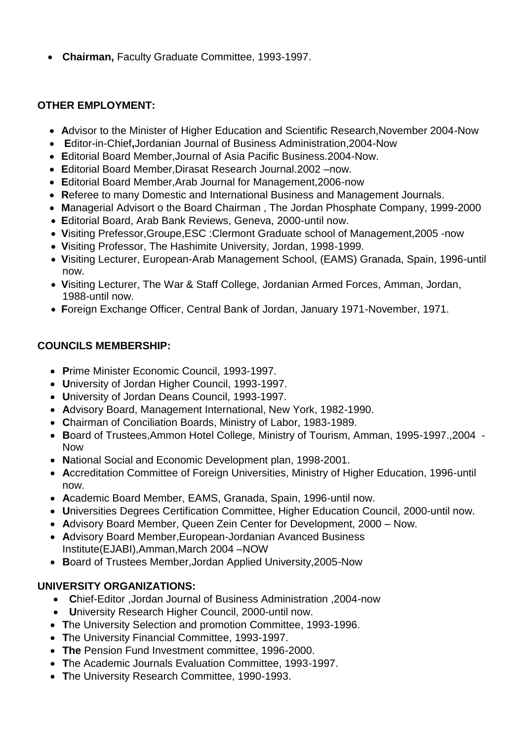- **Chairman,** Faculty Graduate Committee, 1993-1997.

**OTHER EMPLOYMENT:**

- **A**dvisor to the Minister of Higher Education and Scientific Research,November 2004-Now
- **E**ditor-in-Chief**,**Jordanian Journal of Business Administration,2004-Now
- **E**ditorial Board Member,Journal of Asia Pacific Business.2004-Now.
- **E**ditorial Board Member,Dirasat Research Journal.2002 –now.
- **E**ditorial Board Member,Arab Journal for Management,2006-now
- **R**eferee to many Domestic and International Business and Management Journals.
- **M**anagerial Advisort o the Board Chairman , The Jordan Phosphate Company, 1999-2000
- **E**ditorial Board, Arab Bank Reviews, Geneva, 2000-until now.
- **V**isiting Prefessor,Groupe,ESC :Clermont Graduate school of Management,2005 -now
- **V**isiting Professor, The Hashimite University, Jordan, 1998-1999.
- **V**isiting Lecturer, European-Arab Management School, (EAMS) Granada, Spain, 1996-until now.
- **V**isiting Lecturer, The War & Staff College, Jordanian Armed Forces, Amman, Jordan, 1988-until now.
- **F**oreign Exchange Officer, Central Bank of Jordan, January 1971-November, 1971.

**COUNCILS MEMBERSHIP:**

- **P**rime Minister Economic Council, 1993-1997.
- **U**niversity of Jordan Higher Council, 1993-1997.
- **U**niversity of Jordan Deans Council, 1993-1997.
- **A**dvisory Board, Management International, New York, 1982-1990.
- **C**hairman of Conciliation Boards, Ministry of Labor, 1983-1989.
- **B**oard of Trustees,Ammon Hotel College, Ministry of Tourism, Amman, 1995-1997.,2004 - Now
- **N**ational Social and Economic Development plan, 1998-2001.
- **A**ccreditation Committee of Foreign Universities, Ministry of Higher Education, 1996-until now.
- **A**cademic Board Member, EAMS, Granada, Spain, 1996-until now.
- **U**niversities Degrees Certification Committee, Higher Education Council, 2000-until now.
- **A**dvisory Board Member, Queen Zein Center for Development, 2000 – Now.
- **A**dvisory Board Member,European-Jordanian Avanced Business Institute(EJABI),Amman,March 2004 –NOW
- **B**oard of Trustees Member,Jordan Applied University,2005-Now

**UNIVERSITY ORGANIZATIONS:**

- **C**hief-Editor ,Jordan Journal of Business Administration ,2004-now
- **U**niversity Research Higher Council, 2000-until now.
- **T**he University Selection and promotion Committee, 1993-1996.
- **T**he University Financial Committee, 1993-1997.
- **The** Pension Fund Investment committee, 1996-2000.
- **T**he Academic Journals Evaluation Committee, 1993-1997.
- **T**he University Research Committee, 1990-1993.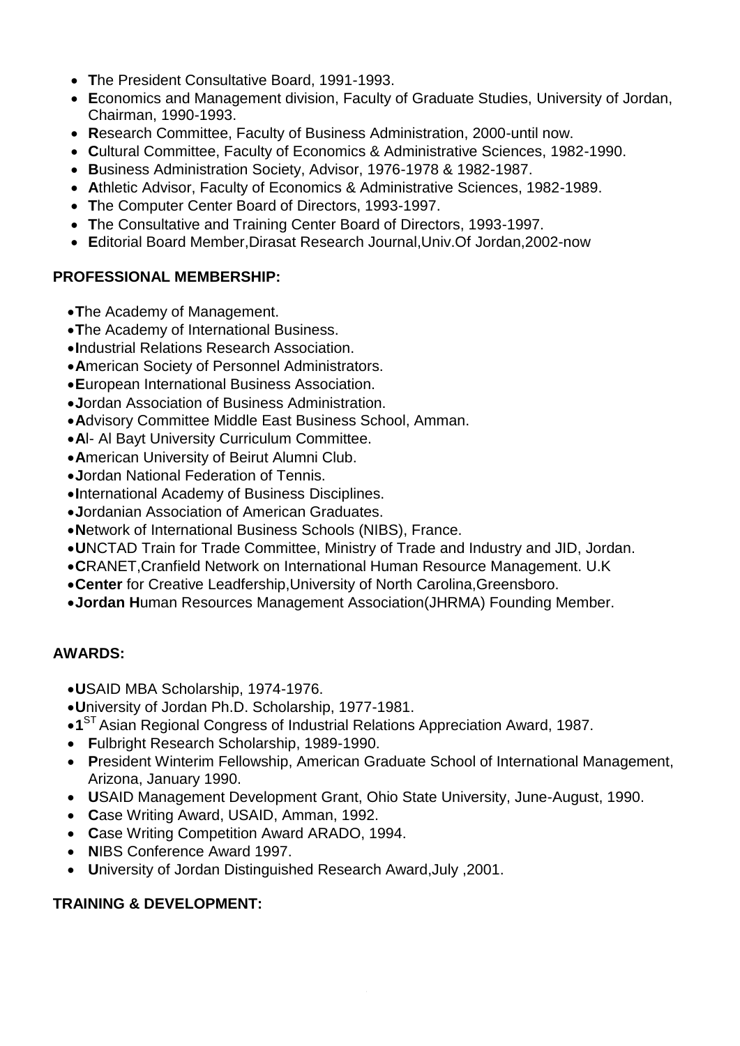- **T**he President Consultative Board, 1991-1993.
- **E**conomics and Management division, Faculty of Graduate Studies, University of Jordan, Chairman, 1990-1993.
- **R**esearch Committee, Faculty of Business Administration, 2000-until now.
- **C**ultural Committee, Faculty of Economics & Administrative Sciences, 1982-1990.
- **B**usiness Administration Society, Advisor, 1976-1978 & 1982-1987.
- **A**thletic Advisor, Faculty of Economics & Administrative Sciences, 1982-1989.
- **T**he Computer Center Board of Directors, 1993-1997.
- **T**he Consultative and Training Center Board of Directors, 1993-1997.
- **E**ditorial Board Member,Dirasat Research Journal,Univ.Of Jordan,2002-now

**PROFESSIONAL MEMBERSHIP:**

- **T**he Academy of Management.
- **T**he Academy of International Business.
- **I**ndustrial Relations Research Association.
- **A**merican Society of Personnel Administrators.
- **E**uropean International Business Association.
- **J**ordan Association of Business Administration.
- **A**dvisory Committee Middle East Business School, Amman.
- **A**l- Al Bayt University Curriculum Committee.
- **A**merican University of Beirut Alumni Club.
- **J**ordan National Federation of Tennis.
- **I**nternational Academy of Business Disciplines.
- **J**ordanian Association of American Graduates.
- **N**etwork of International Business Schools (NIBS), France.
- **U**NCTAD Train for Trade Committee, Ministry of Trade and Industry and JID, Jordan.
- **C**RANET,Cranfield Network on International Human Resource Management. U.K
- **Center** for Creative Leadfership,University of North Carolina,Greensboro.
- **Jordan H**uman Resources Management Association(JHRMA) Founding Member.

**AWARDS:**

- **U**SAID MBA Scholarship, 1974-1976.
- **U**niversity of Jordan Ph.D. Scholarship, 1977-1981.
- **1**ST Asian Regional Congress of Industrial Relations Appreciation Award, 1987.
- **F**ulbright Research Scholarship, 1989-1990.
- **P**resident Winterim Fellowship, American Graduate School of International Management, Arizona, January 1990.
- **U**SAID Management Development Grant, Ohio State University, June-August, 1990.
- **C**ase Writing Award, USAID, Amman, 1992.
- **C**ase Writing Competition Award ARADO, 1994.
- **N**IBS Conference Award 1997.
- **U**niversity of Jordan Distinguished Research Award,July ,2001.

**TRAINING & DEVELOPMENT:**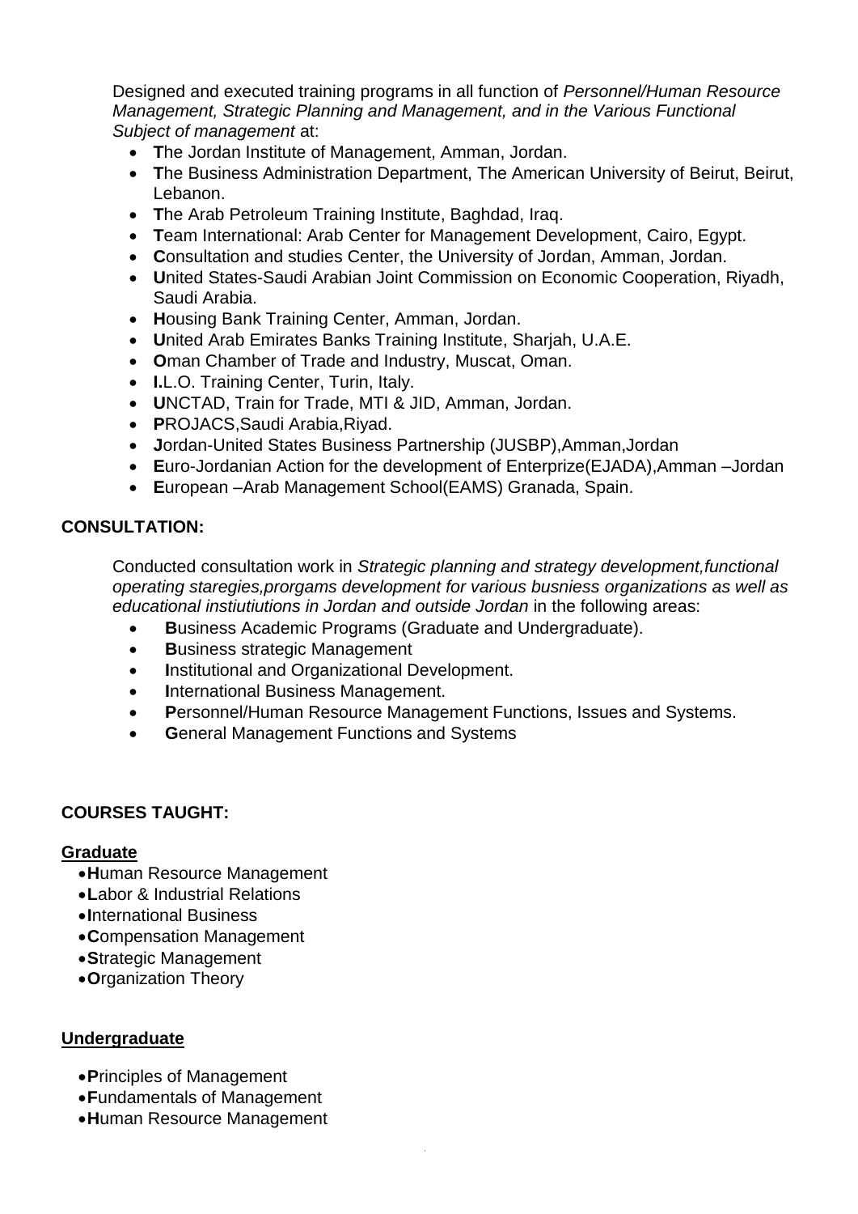Designed and executed training programs in all function of *Personnel/Human Resource Management, Strategic Planning and Management, and in the Various Functional Subject of management* at:

- **T**he Jordan Institute of Management, Amman, Jordan.
- **T**he Business Administration Department, The American University of Beirut, Beirut, Lebanon.
- **T**he Arab Petroleum Training Institute, Baghdad, Iraq.
- **T**eam International: Arab Center for Management Development, Cairo, Egypt.
- **C**onsultation and studies Center, the University of Jordan, Amman, Jordan.
- **U**nited States-Saudi Arabian Joint Commission on Economic Cooperation, Riyadh, Saudi Arabia.
- **H**ousing Bank Training Center, Amman, Jordan.
- **U**nited Arab Emirates Banks Training Institute, Sharjah, U.A.E.
- **O**man Chamber of Trade and Industry, Muscat, Oman.
- **I.**L.O. Training Center, Turin, Italy.
- **U**NCTAD, Train for Trade, MTI & JID, Amman, Jordan.
- **P**ROJACS,Saudi Arabia,Riyad.
- **J**ordan-United States Business Partnership (JUSBP),Amman,Jordan
- **E**uro-Jordanian Action for the development of Enterprize(EJADA),Amman –Jordan
- **E**uropean –Arab Management School(EAMS) Granada, Spain.

**CONSULTATION:**

Conducted consultation work in *Strategic planning and strategy development,functional operating staregies,prorgams development for various busniess organizations as well as educational instiutiutions in Jordan and outside Jordan* in the following areas:

- **B**usiness Academic Programs (Graduate and Undergraduate).
- **B**usiness strategic Management
- **I**nstitutional and Organizational Development.
- **I**nternational Business Management.
- **P**ersonnel/Human Resource Management Functions, Issues and Systems.
- **G**eneral Management Functions and Systems

**COURSES TAUGHT:**

**Graduate**

- **H**uman Resource Management
- **L**abor & Industrial Relations
- **I**nternational Business
- **C**ompensation Management
- **S**trategic Management
- **O**rganization Theory

**Undergraduate**

- **P**rinciples of Management
- **F**undamentals of Management
- **H**uman Resource Management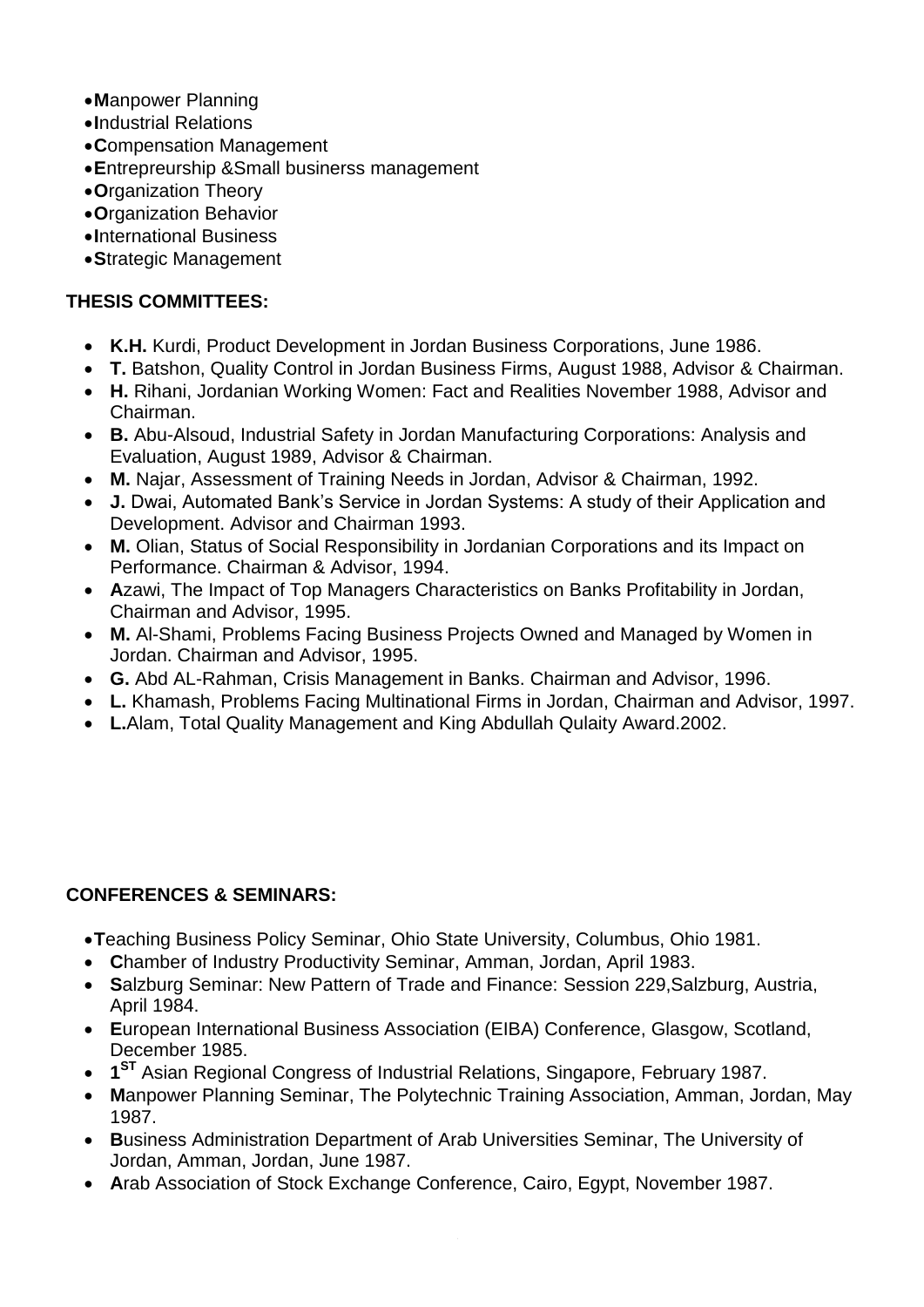- **M**anpower Planning
- **I**ndustrial Relations
- **C**ompensation Management
- **E**ntrepreurship &Small businerss management
- **O**rganization Theory
- **O**rganization Behavior
- **I**nternational Business
- **S**trategic Management

**THESIS COMMITTEES:**

- **K.H.** Kurdi, Product Development in Jordan Business Corporations, June 1986.
- **T.** Batshon, Quality Control in Jordan Business Firms, August 1988, Advisor & Chairman.
- **H.** Rihani, Jordanian Working Women: Fact and Realities November 1988, Advisor and Chairman.
- **B.** Abu-Alsoud, Industrial Safety in Jordan Manufacturing Corporations: Analysis and Evaluation, August 1989, Advisor & Chairman.
- **M.** Najar, Assessment of Training Needs in Jordan, Advisor & Chairman, 1992.
- **J.** Dwai, Automated Bank's Service in Jordan Systems: A study of their Application and Development. Advisor and Chairman 1993.
- **M.** Olian, Status of Social Responsibility in Jordanian Corporations and its Impact on Performance. Chairman & Advisor, 1994.
- **A**zawi, The Impact of Top Managers Characteristics on Banks Profitability in Jordan, Chairman and Advisor, 1995.
- **M.** Al-Shami, Problems Facing Business Projects Owned and Managed by Women in Jordan. Chairman and Advisor, 1995.
- **G.** Abd AL-Rahman, Crisis Management in Banks. Chairman and Advisor, 1996.
- **L.** Khamash, Problems Facing Multinational Firms in Jordan, Chairman and Advisor, 1997.
- **L.**Alam, Total Quality Management and King Abdullah Qulaity Award.2002.

**CONFERENCES & SEMINARS:**

- **T**eaching Business Policy Seminar, Ohio State University, Columbus, Ohio 1981.
- **C**hamber of Industry Productivity Seminar, Amman, Jordan, April 1983.
- **S**alzburg Seminar: New Pattern of Trade and Finance: Session 229,Salzburg, Austria, April 1984.
- **E**uropean International Business Association (EIBA) Conference, Glasgow, Scotland, December 1985.
- **1^ST^** Asian Regional Congress of Industrial Relations, Singapore, February 1987.
- **M**anpower Planning Seminar, The Polytechnic Training Association, Amman, Jordan, May 1987.
- **B**usiness Administration Department of Arab Universities Seminar, The University of Jordan, Amman, Jordan, June 1987.
- **A**rab Association of Stock Exchange Conference, Cairo, Egypt, November 1987.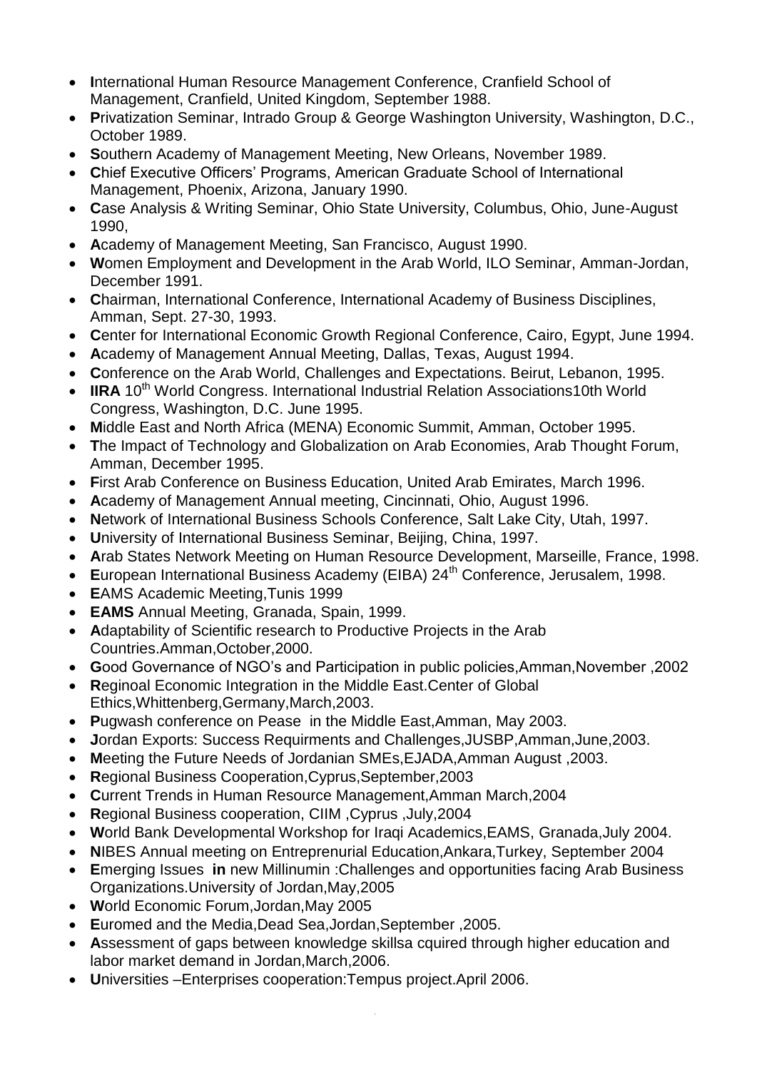- **I**nternational Human Resource Management Conference, Cranfield School of Management, Cranfield, United Kingdom, September 1988.
- **P**rivatization Seminar, Intrado Group & George Washington University, Washington, D.C., October 1989.
- **S**outhern Academy of Management Meeting, New Orleans, November 1989.
- **C**hief Executive Officers' Programs, American Graduate School of International Management, Phoenix, Arizona, January 1990.
- **C**ase Analysis & Writing Seminar, Ohio State University, Columbus, Ohio, June-August 1990,
- **A**cademy of Management Meeting, San Francisco, August 1990.
- **W**omen Employment and Development in the Arab World, ILO Seminar, Amman-Jordan, December 1991.
- **C**hairman, International Conference, International Academy of Business Disciplines, Amman, Sept. 27-30, 1993.
- **C**enter for International Economic Growth Regional Conference, Cairo, Egypt, June 1994.
- **A**cademy of Management Annual Meeting, Dallas, Texas, August 1994.
- **C**onference on the Arab World, Challenges and Expectations. Beirut, Lebanon, 1995.
- **IIRA** 10th World Congress. International Industrial Relation Associations10th World Congress, Washington, D.C. June 1995.
- **M**iddle East and North Africa (MENA) Economic Summit, Amman, October 1995.
- **T**he Impact of Technology and Globalization on Arab Economies, Arab Thought Forum, Amman, December 1995.
- **F**irst Arab Conference on Business Education, United Arab Emirates, March 1996.
- **A**cademy of Management Annual meeting, Cincinnati, Ohio, August 1996.
- **N**etwork of International Business Schools Conference, Salt Lake City, Utah, 1997.
- **U**niversity of International Business Seminar, Beijing, China, 1997.
- **A**rab States Network Meeting on Human Resource Development, Marseille, France, 1998.
- **E**uropean International Business Academy (EIBA) 24th Conference, Jerusalem, 1998.
- **E**AMS Academic Meeting,Tunis 1999
- **EAMS** Annual Meeting, Granada, Spain, 1999.
- **A**daptability of Scientific research to Productive Projects in the Arab Countries.Amman,October,2000.
- **G**ood Governance of NGO's and Participation in public policies,Amman,November ,2002
- **R**eginoal Economic Integration in the Middle East.Center of Global Ethics,Whittenberg,Germany,March,2003.
- **P**ugwash conference on Pease in the Middle East,Amman, May 2003.
- **J**ordan Exports: Success Requirments and Challenges,JUSBP,Amman,June,2003.
- **M**eeting the Future Needs of Jordanian SMEs,EJADA,Amman August ,2003.
- **R**egional Business Cooperation,Cyprus,September,2003
- **C**urrent Trends in Human Resource Management,Amman March,2004
- **R**egional Business cooperation, CIIM ,Cyprus ,July,2004
- **W**orld Bank Developmental Workshop for Iraqi Academics,EAMS, Granada,July 2004.
- **N**IBES Annual meeting on Entreprenurial Education,Ankara,Turkey, September 2004
- **E**merging Issues **in** new Millinumin :Challenges and opportunities facing Arab Business Organizations.University of Jordan,May,2005
- **W**orld Economic Forum,Jordan,May 2005
- **E**uromed and the Media,Dead Sea,Jordan,September ,2005.
- **A**ssessment of gaps between knowledge skillsa cquired through higher education and labor market demand in Jordan,March,2006.
- **U**niversities –Enterprises cooperation:Tempus project.April 2006.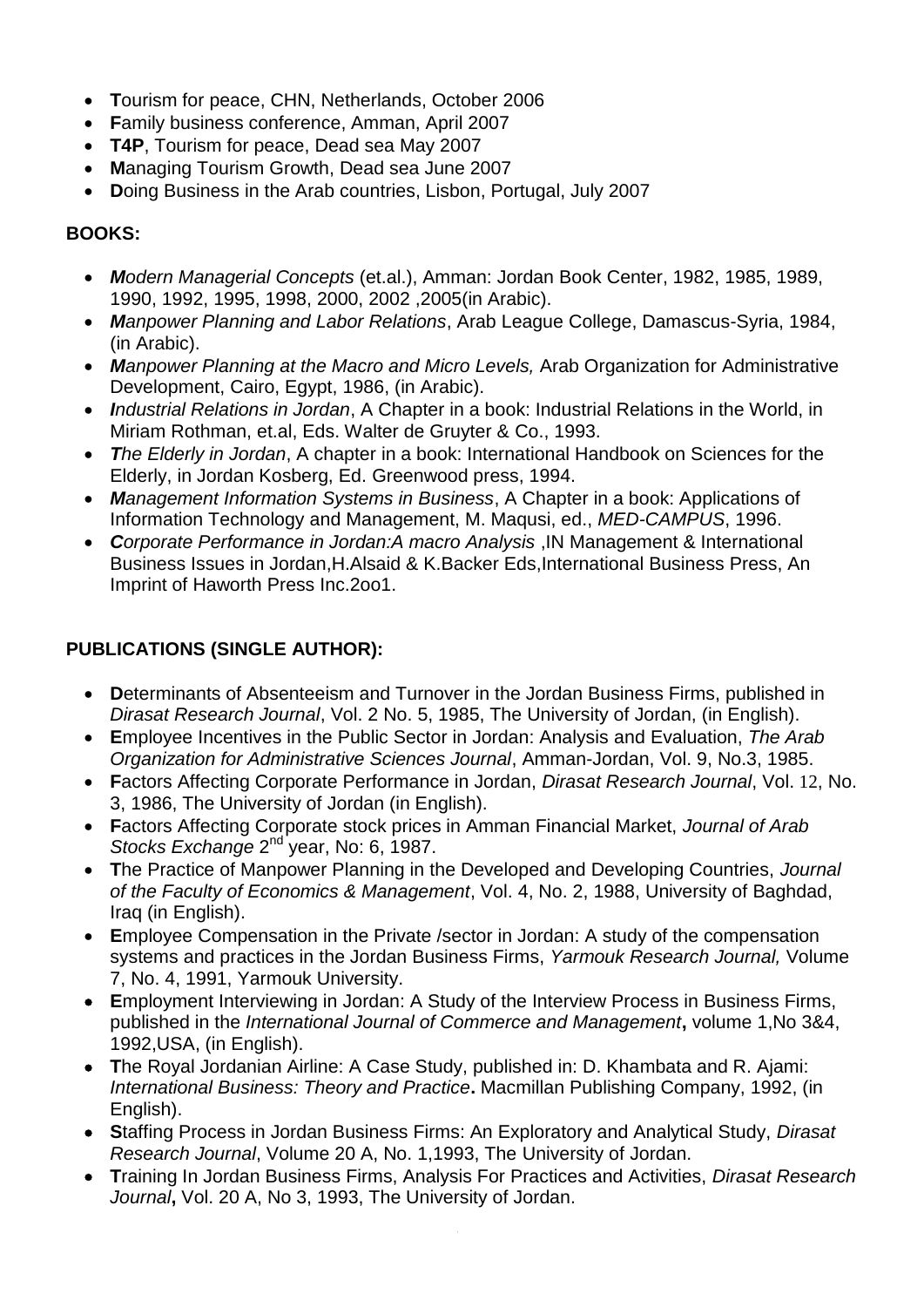- **T**ourism for peace, CHN, Netherlands, October 2006
- **F**amily business conference, Amman, April 2007
- **T4P**, Tourism for peace, Dead sea May 2007
- **M**anaging Tourism Growth, Dead sea June 2007
- **D**oing Business in the Arab countries, Lisbon, Portugal, July 2007

**BOOKS:**

- ***M**odern Managerial Concepts* (et.al.), Amman: Jordan Book Center, 1982, 1985, 1989, 1990, 1992, 1995, 1998, 2000, 2002 ,2005(in Arabic).
- ***M**anpower Planning and Labor Relations*, Arab League College, Damascus-Syria, 1984, (in Arabic).
- ***M**anpower Planning at the Macro and Micro Levels,* Arab Organization for Administrative Development, Cairo, Egypt, 1986, (in Arabic).
- ***I**ndustrial Relations in Jordan*, A Chapter in a book: Industrial Relations in the World, in Miriam Rothman, et.al, Eds. Walter de Gruyter & Co., 1993.
- ***T**he Elderly in Jordan*, A chapter in a book: International Handbook on Sciences for the Elderly, in Jordan Kosberg, Ed. Greenwood press, 1994.
- ***M**anagement Information Systems in Business*, A Chapter in a book: Applications of Information Technology and Management, M. Maqusi, ed., *MED-CAMPUS*, 1996.
- ***C**orporate Performance in Jordan:A macro Analysis* ,IN Management & International Business Issues in Jordan,H.Alsaid & K.Backer Eds,International Business Press, An Imprint of Haworth Press Inc.2oo1.

**PUBLICATIONS (SINGLE AUTHOR):**

- **D**eterminants of Absenteeism and Turnover in the Jordan Business Firms, published in *Dirasat Research Journal*, Vol. 2 No. 5, 1985, The University of Jordan, (in English).
- **E**mployee Incentives in the Public Sector in Jordan: Analysis and Evaluation, *The Arab Organization for Administrative Sciences Journal*, Amman-Jordan, Vol. 9, No.3, 1985.
- **F**actors Affecting Corporate Performance in Jordan, *Dirasat Research Journal*, Vol. 12, No. 3, 1986, The University of Jordan (in English).
- **F**actors Affecting Corporate stock prices in Amman Financial Market, *Journal of Arab Stocks Exchange* 2nd year, No: 6, 1987.
- **T**he Practice of Manpower Planning in the Developed and Developing Countries, *Journal of the Faculty of Economics & Management*, Vol. 4, No. 2, 1988, University of Baghdad, Iraq (in English).
- **E**mployee Compensation in the Private /sector in Jordan: A study of the compensation systems and practices in the Jordan Business Firms, *Yarmouk Research Journal,* Volume 7, No. 4, 1991, Yarmouk University.
- **E**mployment Interviewing in Jordan: A Study of the Interview Process in Business Firms, published in the *International Journal of Commerce and Management***,** volume 1,No 3&4, 1992,USA, (in English).
- **T**he Royal Jordanian Airline: A Case Study, published in: D. Khambata and R. Ajami: *International Business: Theory and Practice***.** Macmillan Publishing Company, 1992, (in English).
- **S**taffing Process in Jordan Business Firms: An Exploratory and Analytical Study, *Dirasat Research Journal*, Volume 20 A, No. 1,1993, The University of Jordan.
- **T**raining In Jordan Business Firms, Analysis For Practices and Activities, *Dirasat Research Journal***,** Vol. 20 A, No 3, 1993, The University of Jordan.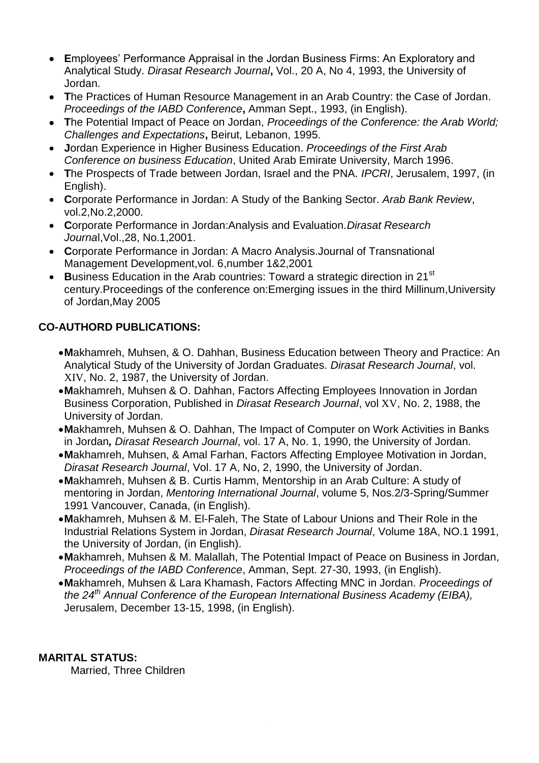- **E**mployees' Performance Appraisal in the Jordan Business Firms: An Exploratory and Analytical Study. *Dirasat Research Journal***,** Vol., 20 A, No 4, 1993, the University of Jordan.
- **T**he Practices of Human Resource Management in an Arab Country: the Case of Jordan. *Proceedings of the IABD Conference***,** Amman Sept., 1993, (in English).
- **T**he Potential Impact of Peace on Jordan, *Proceedings of the Conference: the Arab World; Challenges and Expectations***,** Beirut, Lebanon, 1995.
- **J**ordan Experience in Higher Business Education. *Proceedings of the First Arab Conference on business Education*, United Arab Emirate University, March 1996.
- **T**he Prospects of Trade between Jordan, Israel and the PNA. *IPCRI*, Jerusalem, 1997, (in English).
- **C**orporate Performance in Jordan: A Study of the Banking Sector. *Arab Bank Review*, vol.2,No.2,2000.
- **C**orporate Performance in Jordan:Analysis and Evaluation.*Dirasat Research Journa*l,Vol.,28, No.1,2001.
- **C**orporate Performance in Jordan: A Macro Analysis.Journal of Transnational Management Development,vol. 6,number 1&2,2001
- **B**usiness Education in the Arab countries: Toward a strategic direction in 21st century.Proceedings of the conference on:Emerging issues in the third Millinum,University of Jordan,May 2005

**CO-AUTHORD PUBLICATIONS:**

- **M**akhamreh, Muhsen, & O. Dahhan, Business Education between Theory and Practice: An Analytical Study of the University of Jordan Graduates. *Dirasat Research Journal*, vol. XIV, No. 2, 1987, the University of Jordan.
- **M**akhamreh, Muhsen & O. Dahhan, Factors Affecting Employees Innovation in Jordan Business Corporation, Published in *Dirasat Research Journal*, vol XV, No. 2, 1988, the University of Jordan.
- **M**akhamreh, Muhsen & O. Dahhan, The Impact of Computer on Work Activities in Banks in Jordan***,*** *Dirasat Research Journal*, vol. 17 A, No. 1, 1990, the University of Jordan.
- **M**akhamreh, Muhsen, & Amal Farhan, Factors Affecting Employee Motivation in Jordan, *Dirasat Research Journal*, Vol. 17 A, No, 2, 1990, the University of Jordan.
- **M**akhamreh, Muhsen & B. Curtis Hamm, Mentorship in an Arab Culture: A study of mentoring in Jordan, *Mentoring International Journal*, volume 5, Nos.2/3-Spring/Summer 1991 Vancouver, Canada, (in English).
- **M**akhamreh, Muhsen & M. El-Faleh, The State of Labour Unions and Their Role in the Industrial Relations System in Jordan, *Dirasat Research Journal*, Volume 18A, NO.1 1991, the University of Jordan, (in English).
- **M**akhamreh, Muhsen & M. Malallah, The Potential Impact of Peace on Business in Jordan, *Proceedings of the IABD Conference*, Amman, Sept. 27-30, 1993, (in English).
- **M**akhamreh, Muhsen & Lara Khamash, Factors Affecting MNC in Jordan. *Proceedings of the 24th Annual Conference of the European International Business Academy (EIBA),* Jerusalem, December 13-15, 1998, (in English).

**MARITAL STATUS:**

Married, Three Children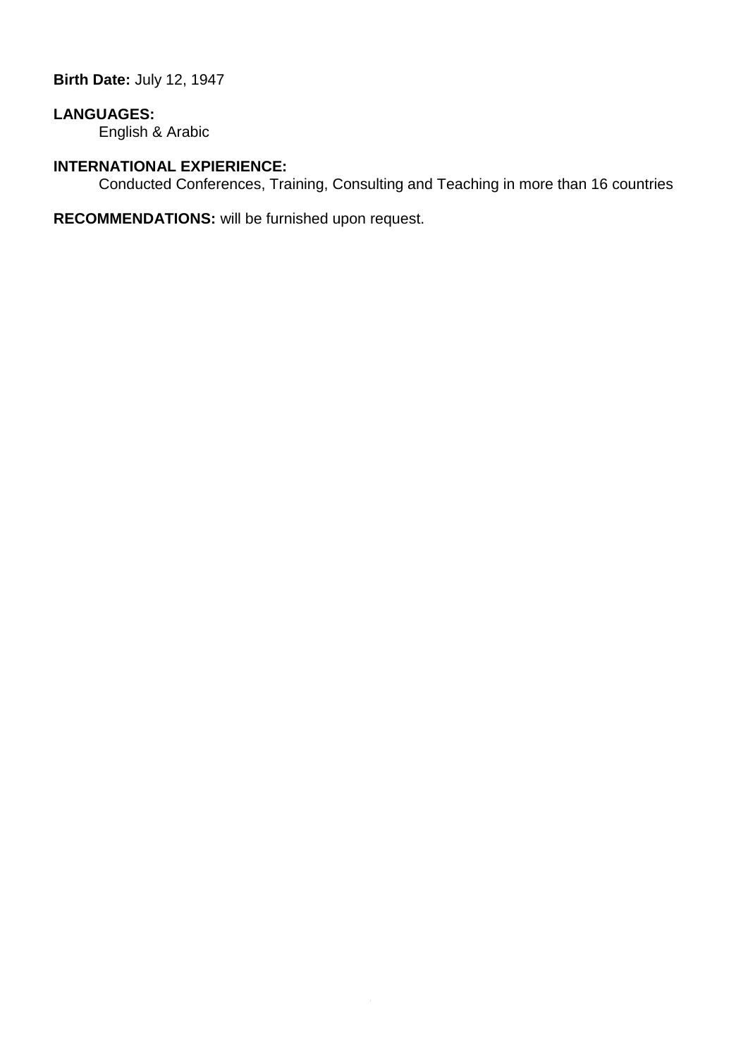**Birth Date:** July 12, 1947

**LANGUAGES:**

English & Arabic

**INTERNATIONAL EXPIERIENCE:**

Conducted Conferences, Training, Consulting and Teaching in more than 16 countries

**RECOMMENDATIONS:** will be furnished upon request.